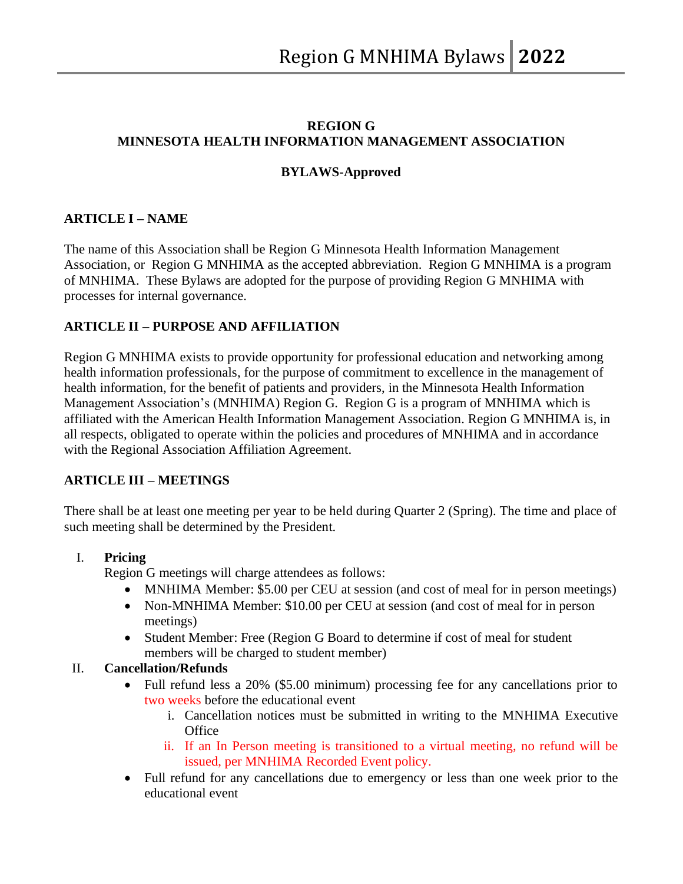**REGION G**
**MINNESOTA HEALTH INFORMATION MANAGEMENT ASSOCIATION**

**BYLAWS-Approved**

## ARTICLE I – NAME

The name of this Association shall be Region G Minnesota Health Information Management Association, or Region G MNHIMA as the accepted abbreviation. Region G MNHIMA is a program of MNHIMA. These Bylaws are adopted for the purpose of providing Region G MNHIMA with processes for internal governance.

## ARTICLE II – PURPOSE AND AFFILIATION

Region G MNHIMA exists to provide opportunity for professional education and networking among health information professionals, for the purpose of commitment to excellence in the management of health information, for the benefit of patients and providers, in the Minnesota Health Information Management Association's (MNHIMA) Region G. Region G is a program of MNHIMA which is affiliated with the American Health Information Management Association. Region G MNHIMA is, in all respects, obligated to operate within the policies and procedures of MNHIMA and in accordance with the Regional Association Affiliation Agreement.

## ARTICLE III – MEETINGS

There shall be at least one meeting per year to be held during Quarter 2 (Spring). The time and place of such meeting shall be determined by the President.

I. **Pricing**

   Region G meetings will charge attendees as follows:

   - MNHIMA Member: $5.00 per CEU at session (and cost of meal for in person meetings)
   - Non-MNHIMA Member: $10.00 per CEU at session (and cost of meal for in person meetings)
   - Student Member: Free (Region G Board to determine if cost of meal for student members will be charged to student member)

II. **Cancellation/Refunds**

   - Full refund less a 20% ($5.00 minimum) processing fee for any cancellations prior to two weeks before the educational event
     1. Cancellation notices must be submitted in writing to the MNHIMA Executive Office
     2. If an In Person meeting is transitioned to a virtual meeting, no refund will be issued, per MNHIMA Recorded Event policy.
   - Full refund for any cancellations due to emergency or less than one week prior to the educational event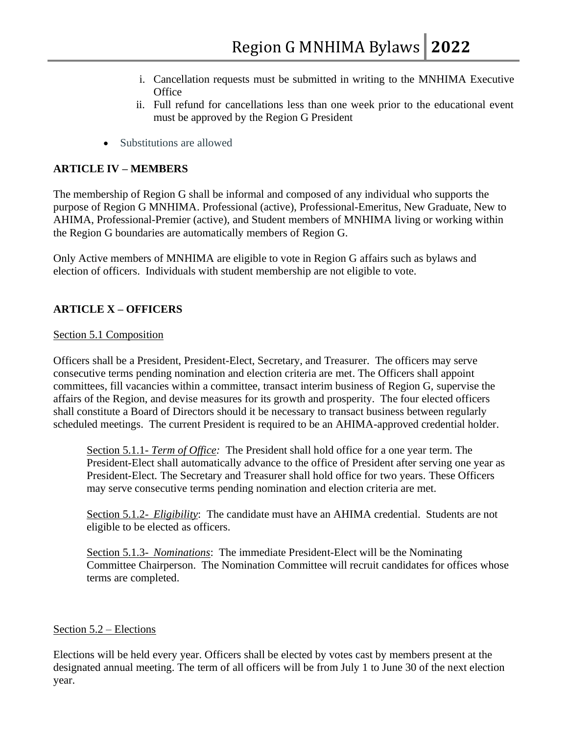i. Cancellation requests must be submitted in writing to the MNHIMA Executive Office
   ii. Full refund for cancellations less than one week prior to the educational event must be approved by the Region G President

- Substitutions are allowed

## ARTICLE IV – MEMBERS

The membership of Region G shall be informal and composed of any individual who supports the purpose of Region G MNHIMA. Professional (active), Professional-Emeritus, New Graduate, New to AHIMA, Professional-Premier (active), and Student members of MNHIMA living or working within the Region G boundaries are automatically members of Region G.

Only Active members of MNHIMA are eligible to vote in Region G affairs such as bylaws and election of officers. Individuals with student membership are not eligible to vote.

## ARTICLE X – OFFICERS

Section 5.1 Composition

Officers shall be a President, President-Elect, Secretary, and Treasurer. The officers may serve consecutive terms pending nomination and election criteria are met. The Officers shall appoint committees, fill vacancies within a committee, transact interim business of Region G, supervise the affairs of the Region, and devise measures for its growth and prosperity. The four elected officers shall constitute a Board of Directors should it be necessary to transact business between regularly scheduled meetings. The current President is required to be an AHIMA-approved credential holder.

> Section 5.1.1- *Term of Office:* The President shall hold office for a one year term. The President-Elect shall automatically advance to the office of President after serving one year as President-Elect. The Secretary and Treasurer shall hold office for two years. These Officers may serve consecutive terms pending nomination and election criteria are met.
>
> Section 5.1.2- *Eligibility*: The candidate must have an AHIMA credential. Students are not eligible to be elected as officers.
>
> Section 5.1.3- *Nominations*: The immediate President-Elect will be the Nominating Committee Chairperson. The Nomination Committee will recruit candidates for offices whose terms are completed.

Section 5.2 – Elections

Elections will be held every year. Officers shall be elected by votes cast by members present at the designated annual meeting. The term of all officers will be from July 1 to June 30 of the next election year.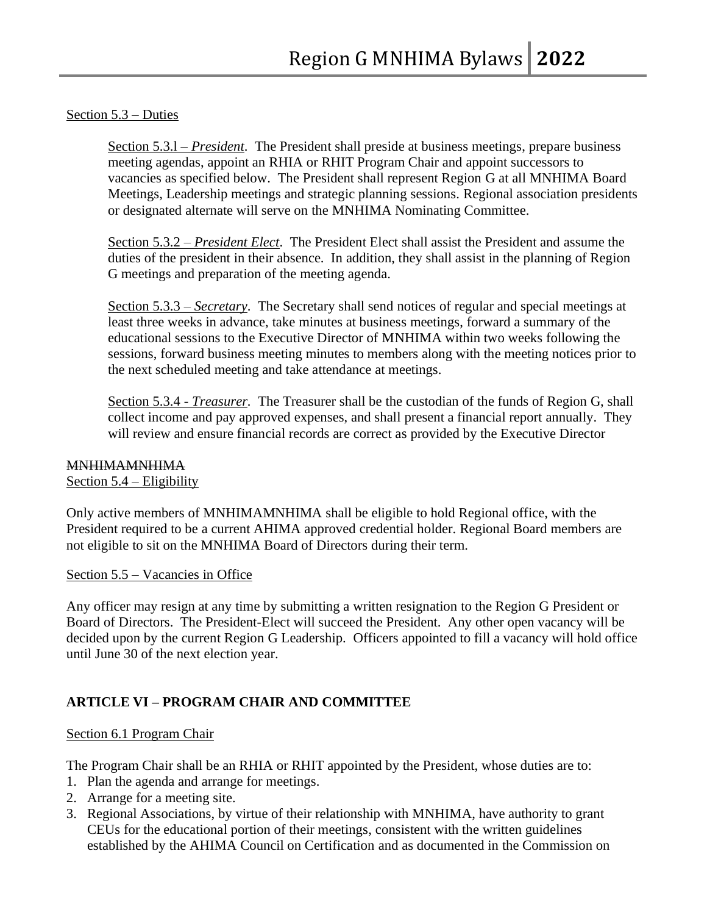Section 5.3 – Duties

Section 5.3.l – *President*. The President shall preside at business meetings, prepare business meeting agendas, appoint an RHIA or RHIT Program Chair and appoint successors to vacancies as specified below. The President shall represent Region G at all MNHIMA Board Meetings, Leadership meetings and strategic planning sessions. Regional association presidents or designated alternate will serve on the MNHIMA Nominating Committee.

Section 5.3.2 – *President Elect*. The President Elect shall assist the President and assume the duties of the president in their absence. In addition, they shall assist in the planning of Region G meetings and preparation of the meeting agenda.

Section 5.3.3 – *Secretary*. The Secretary shall send notices of regular and special meetings at least three weeks in advance, take minutes at business meetings, forward a summary of the educational sessions to the Executive Director of MNHIMA within two weeks following the sessions, forward business meeting minutes to members along with the meeting notices prior to the next scheduled meeting and take attendance at meetings.

Section 5.3.4 - *Treasurer*. The Treasurer shall be the custodian of the funds of Region G, shall collect income and pay approved expenses, and shall present a financial report annually. They will review and ensure financial records are correct as provided by the Executive Director

~~MNHIMAMNHIMA~~

Section 5.4 – Eligibility

Only active members of MNHIMAMNHIMA shall be eligible to hold Regional office, with the President required to be a current AHIMA approved credential holder. Regional Board members are not eligible to sit on the MNHIMA Board of Directors during their term.

Section 5.5 – Vacancies in Office

Any officer may resign at any time by submitting a written resignation to the Region G President or Board of Directors. The President-Elect will succeed the President. Any other open vacancy will be decided upon by the current Region G Leadership. Officers appointed to fill a vacancy will hold office until June 30 of the next election year.

## ARTICLE VI – PROGRAM CHAIR AND COMMITTEE

Section 6.1 Program Chair

The Program Chair shall be an RHIA or RHIT appointed by the President, whose duties are to:

1. Plan the agenda and arrange for meetings.
2. Arrange for a meeting site.
3. Regional Associations, by virtue of their relationship with MNHIMA, have authority to grant CEUs for the educational portion of their meetings, consistent with the written guidelines established by the AHIMA Council on Certification and as documented in the Commission on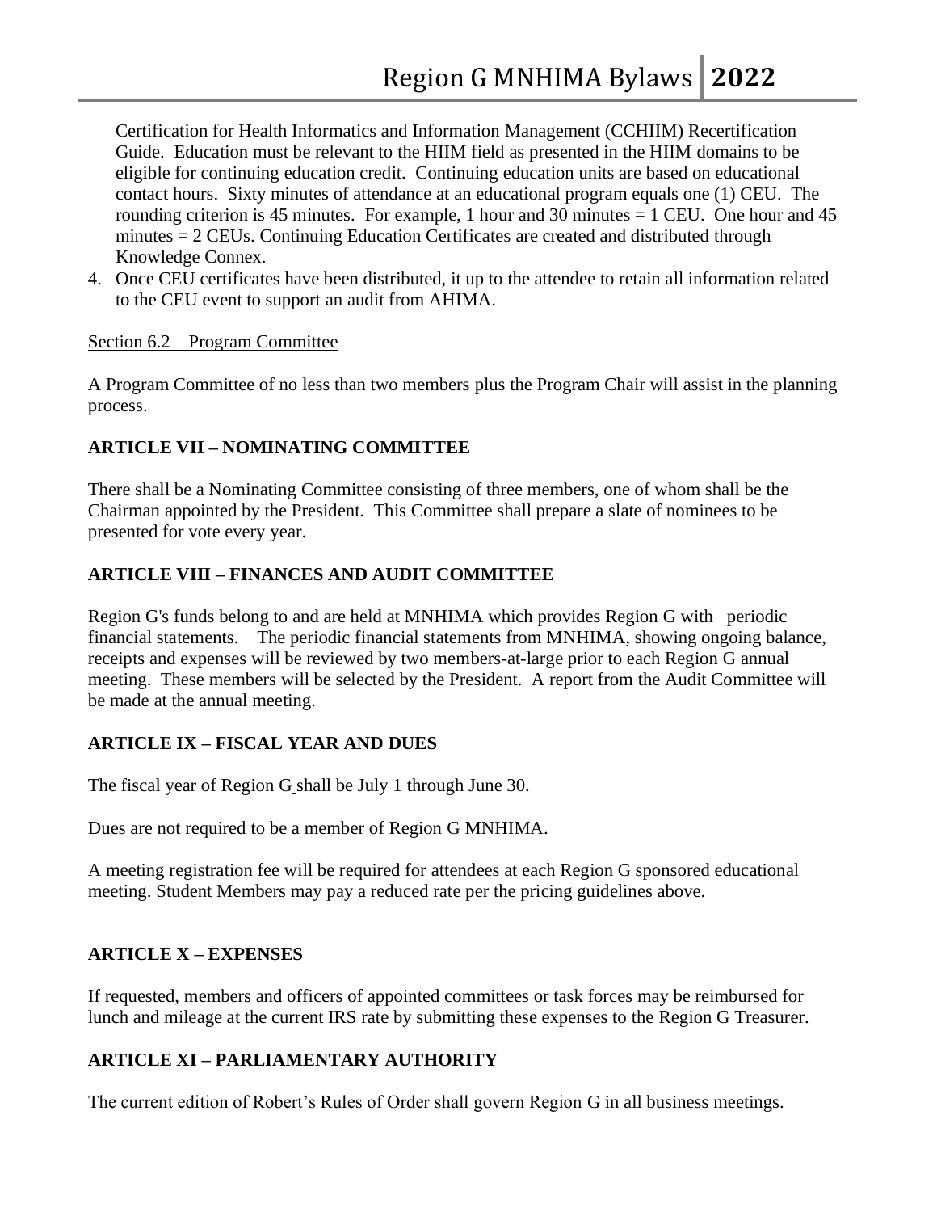Certification for Health Informatics and Information Management (CCHIIM) Recertification Guide. Education must be relevant to the HIIM field as presented in the HIIM domains to be eligible for continuing education credit. Continuing education units are based on educational contact hours. Sixty minutes of attendance at an educational program equals one (1) CEU. The rounding criterion is 45 minutes. For example, 1 hour and 30 minutes = 1 CEU. One hour and 45 minutes = 2 CEUs. Continuing Education Certificates are created and distributed through Knowledge Connex.

4. Once CEU certificates have been distributed, it up to the attendee to retain all information related to the CEU event to support an audit from AHIMA.

Section 6.2 – Program Committee

A Program Committee of no less than two members plus the Program Chair will assist in the planning process.

**ARTICLE VII – NOMINATING COMMITTEE**

There shall be a Nominating Committee consisting of three members, one of whom shall be the Chairman appointed by the President. This Committee shall prepare a slate of nominees to be presented for vote every year.

**ARTICLE VIII – FINANCES AND AUDIT COMMITTEE**

Region G's funds belong to and are held at MNHIMA which provides Region G with periodic financial statements. The periodic financial statements from MNHIMA, showing ongoing balance, receipts and expenses will be reviewed by two members-at-large prior to each Region G annual meeting. These members will be selected by the President. A report from the Audit Committee will be made at the annual meeting.

**ARTICLE IX – FISCAL YEAR AND DUES**

The fiscal year of Region G shall be July 1 through June 30.

Dues are not required to be a member of Region G MNHIMA.

A meeting registration fee will be required for attendees at each Region G sponsored educational meeting. Student Members may pay a reduced rate per the pricing guidelines above.

**ARTICLE X – EXPENSES**

If requested, members and officers of appointed committees or task forces may be reimbursed for lunch and mileage at the current IRS rate by submitting these expenses to the Region G Treasurer.

**ARTICLE XI – PARLIAMENTARY AUTHORITY**

The current edition of Robert's Rules of Order shall govern Region G in all business meetings.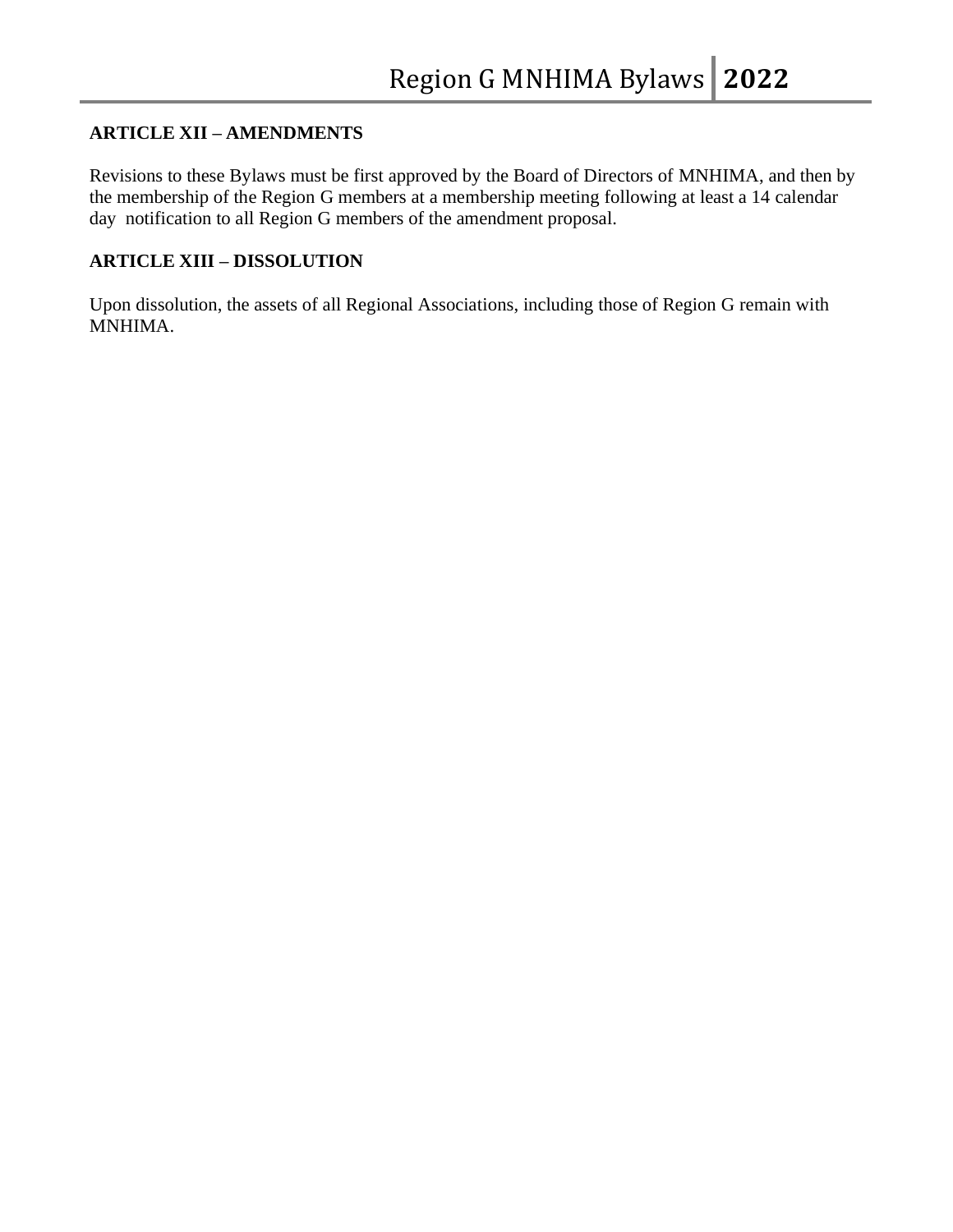**ARTICLE XII – AMENDMENTS**

Revisions to these Bylaws must be first approved by the Board of Directors of MNHIMA, and then by the membership of the Region G members at a membership meeting following at least a 14 calendar day notification to all Region G members of the amendment proposal.

**ARTICLE XIII – DISSOLUTION**

Upon dissolution, the assets of all Regional Associations, including those of Region G remain with MNHIMA.